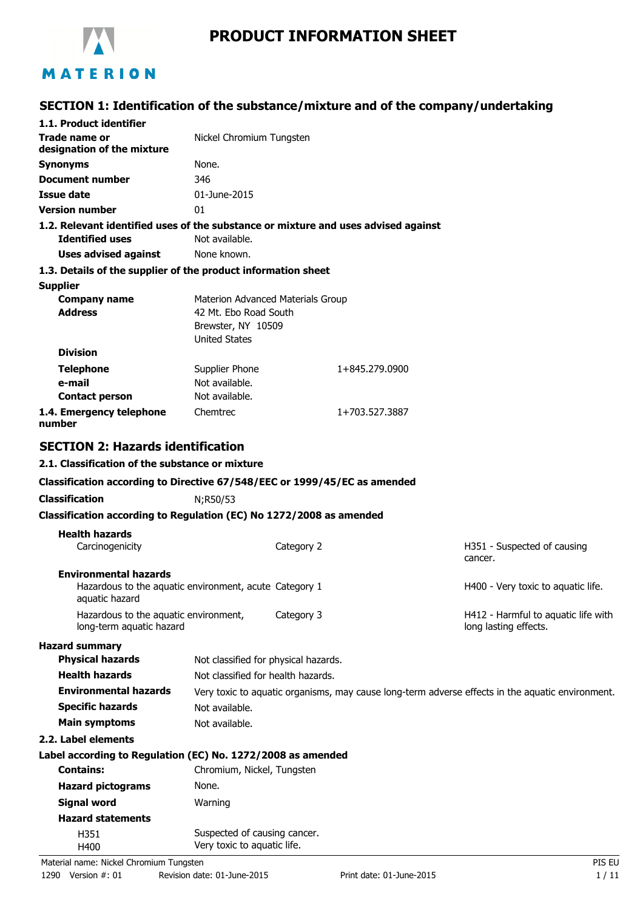# PRODUCT INFORMATION SHEET

MATERION

## SECTION 1: Identification of the substance/mixture and of the company/undertaking

### 1.1. Product identifier

| | |
|---|---|
| **Trade name or designation of the mixture** | Nickel Chromium Tungsten |
| **Synonyms** | None. |
| **Document number** | 346 |
| **Issue date** | 01-June-2015 |
| **Version number** | 01 |

### 1.2. Relevant identified uses of the substance or mixture and uses advised against

| | |
|---|---|
| **Identified uses** | Not available. |
| **Uses advised against** | None known. |

### 1.3. Details of the supplier of the product information sheet

**Supplier**

| | | |
|---|---|---|
| **Company name** | Materion Advanced Materials Group | |
| **Address** | 42 Mt. Ebo Road South<br>Brewster, NY 10509<br>United States | |
| **Division** | | |
| **Telephone** | Supplier Phone | 1+845.279.0900 |
| **e-mail** | Not available. | |
| **Contact person** | Not available. | |

| | | |
|---|---|---|
| **1.4. Emergency telephone number** | Chemtrec | 1+703.527.3887 |

## SECTION 2: Hazards identification

### 2.1. Classification of the substance or mixture

**Classification according to Directive 67/548/EEC or 1999/45/EC as amended**

**Classification** N;R50/53

**Classification according to Regulation (EC) No 1272/2008 as amended**

| | | |
|---|---|---|
| **Health hazards** | | |
| Carcinogenicity | Category 2 | H351 - Suspected of causing cancer. |
| **Environmental hazards** | | |
| Hazardous to the aquatic environment, acute aquatic hazard | Category 1 | H400 - Very toxic to aquatic life. |
| Hazardous to the aquatic environment, long-term aquatic hazard | Category 3 | H412 - Harmful to aquatic life with long lasting effects. |

**Hazard summary**

| | |
|---|---|
| **Physical hazards** | Not classified for physical hazards. |
| **Health hazards** | Not classified for health hazards. |
| **Environmental hazards** | Very toxic to aquatic organisms, may cause long-term adverse effects in the aquatic environment. |
| **Specific hazards** | Not available. |
| **Main symptoms** | Not available. |

### 2.2. Label elements

**Label according to Regulation (EC) No. 1272/2008 as amended**

| | |
|---|---|
| **Contains:** | Chromium, Nickel, Tungsten |
| **Hazard pictograms** | None. |
| **Signal word** | Warning |
| **Hazard statements** | |
| H351 | Suspected of causing cancer. |
| H400 | Very toxic to aquatic life. |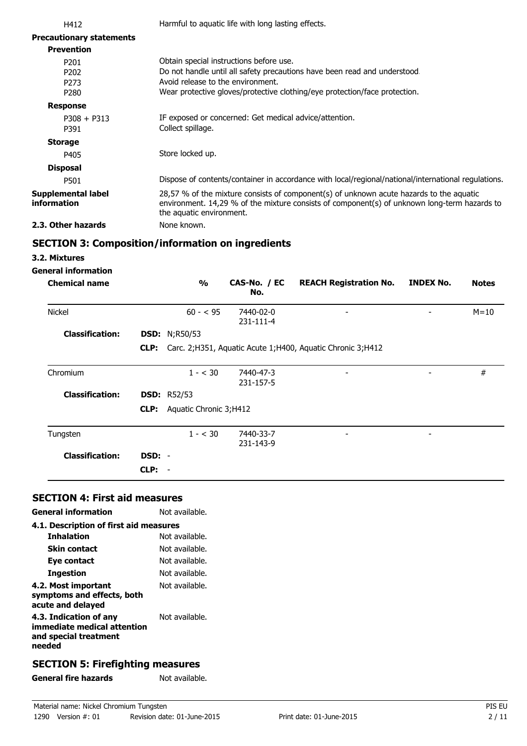| | |
|---|---|
| H412 | Harmful to aquatic life with long lasting effects. |

**Precautionary statements**

**Prevention**

| | |
|---|---|
| P201 | Obtain special instructions before use. |
| P202 | Do not handle until all safety precautions have been read and understood. |
| P273 | Avoid release to the environment. |
| P280 | Wear protective gloves/protective clothing/eye protection/face protection. |

**Response**

| | |
|---|---|
| P308 + P313 | IF exposed or concerned: Get medical advice/attention. |
| P391 | Collect spillage. |

**Storage**

| | |
|---|---|
| P405 | Store locked up. |

**Disposal**

| | |
|---|---|
| P501 | Dispose of contents/container in accordance with local/regional/national/international regulations. |

**Supplemental label information**: 28,57 % of the mixture consists of component(s) of unknown acute hazards to the aquatic environment. 14,29 % of the mixture consists of component(s) of unknown long-term hazards to the aquatic environment.

**2.3. Other hazards**: None known.

## SECTION 3: Composition/information on ingredients

### 3.2. Mixtures

**General information**

| Chemical name | | % | CAS-No. / EC No. | REACH Registration No. | INDEX No. | Notes |
|---|---|---|---|---|---|---|
| Nickel | | 60 - < 95 | 7440-02-0 231-111-4 | - | - | M=10 |
| **Classification:** | **DSD:** | N;R50/53 | | | | |
| | **CLP:** | Carc. 2;H351, Aquatic Acute 1;H400, Aquatic Chronic 3;H412 | | | | |
| Chromium | | 1 - < 30 | 7440-47-3 231-157-5 | - | - | # |
| **Classification:** | **DSD:** | R52/53 | | | | |
| | **CLP:** | Aquatic Chronic 3;H412 | | | | |
| Tungsten | | 1 - < 30 | 7440-33-7 231-143-9 | - | - | |
| **Classification:** | **DSD:** | - | | | | |
| | **CLP:** | - | | | | |

## SECTION 4: First aid measures

**General information**: Not available.

**4.1. Description of first aid measures**

| | |
|---|---|
| **Inhalation** | Not available. |
| **Skin contact** | Not available. |
| **Eye contact** | Not available. |
| **Ingestion** | Not available. |
| **4.2. Most important symptoms and effects, both acute and delayed** | Not available. |
| **4.3. Indication of any immediate medical attention and special treatment needed** | Not available. |

## SECTION 5: Firefighting measures

**General fire hazards**: Not available.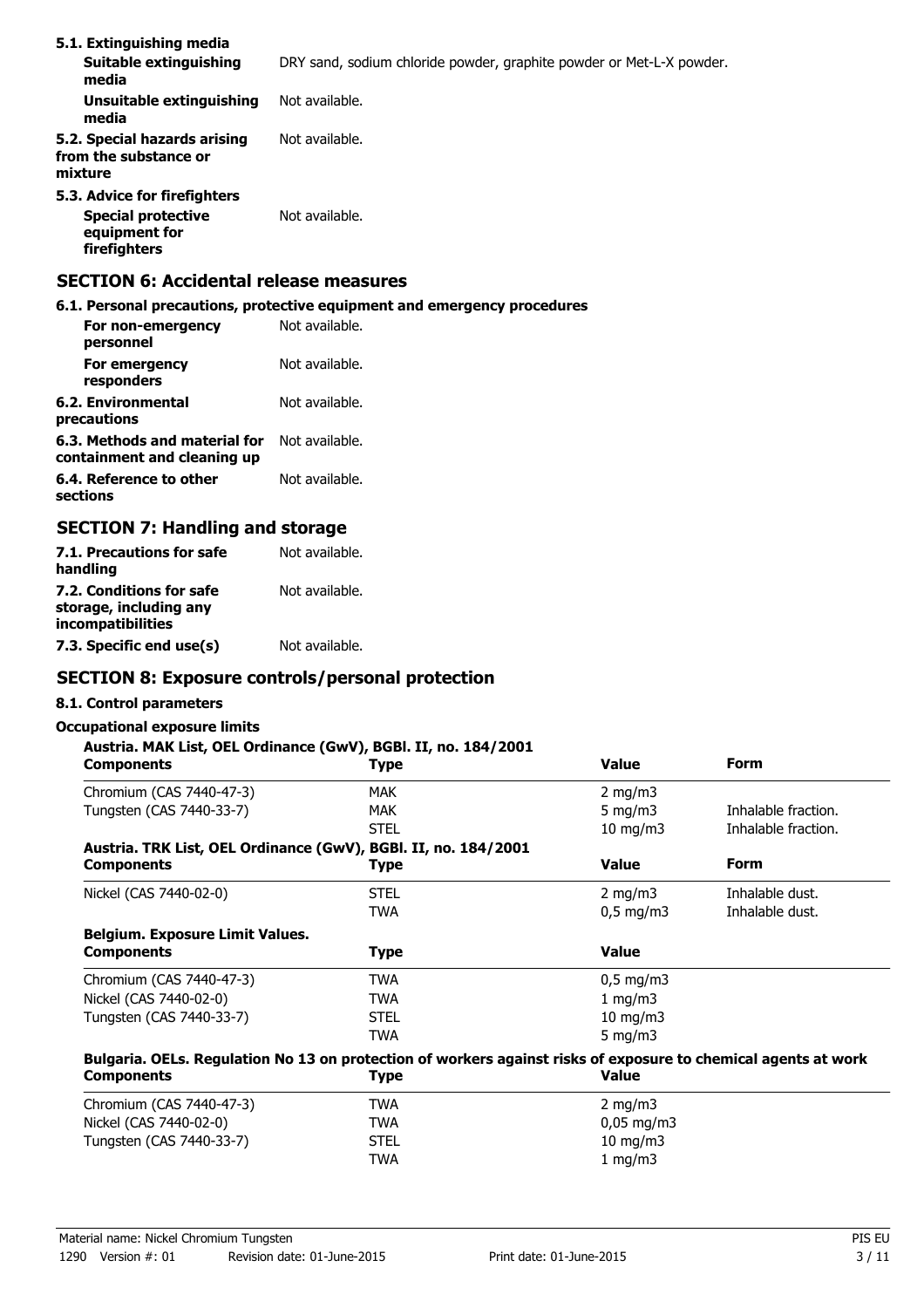### 5.1. Extinguishing media

| | |
|---|---|
| **Suitable extinguishing media** | DRY sand, sodium chloride powder, graphite powder or Met-L-X powder. |
| **Unsuitable extinguishing media** | Not available. |
| **5.2. Special hazards arising from the substance or mixture** | Not available. |

### 5.3. Advice for firefighters

| | |
|---|---|
| **Special protective equipment for firefighters** | Not available. |

## SECTION 6: Accidental release measures

### 6.1. Personal precautions, protective equipment and emergency procedures

| | |
|---|---|
| **For non-emergency personnel** | Not available. |
| **For emergency responders** | Not available. |
| **6.2. Environmental precautions** | Not available. |
| **6.3. Methods and material for containment and cleaning up** | Not available. |
| **6.4. Reference to other sections** | Not available. |

## SECTION 7: Handling and storage

| | |
|---|---|
| **7.1. Precautions for safe handling** | Not available. |
| **7.2. Conditions for safe storage, including any incompatibilities** | Not available. |
| **7.3. Specific end use(s)** | Not available. |

## SECTION 8: Exposure controls/personal protection

### 8.1. Control parameters

**Occupational exposure limits**

**Austria. MAK List, OEL Ordinance (GwV), BGBl. II, no. 184/2001**

| Components | Type | Value | Form |
|---|---|---|---|
| Chromium (CAS 7440-47-3) | MAK | 2 mg/m3 | |
| Tungsten (CAS 7440-33-7) | MAK | 5 mg/m3 | Inhalable fraction. |
| | STEL | 10 mg/m3 | Inhalable fraction. |

**Austria. TRK List, OEL Ordinance (GwV), BGBl. II, no. 184/2001**

| Components | Type | Value | Form |
|---|---|---|---|
| Nickel (CAS 7440-02-0) | STEL | 2 mg/m3 | Inhalable dust. |
| | TWA | 0,5 mg/m3 | Inhalable dust. |

**Belgium. Exposure Limit Values.**

| Components | Type | Value |
|---|---|---|
| Chromium (CAS 7440-47-3) | TWA | 0,5 mg/m3 |
| Nickel (CAS 7440-02-0) | TWA | 1 mg/m3 |
| Tungsten (CAS 7440-33-7) | STEL | 10 mg/m3 |
| | TWA | 5 mg/m3 |

**Bulgaria. OELs. Regulation No 13 on protection of workers against risks of exposure to chemical agents at work**

| Components | Type | Value |
|---|---|---|
| Chromium (CAS 7440-47-3) | TWA | 2 mg/m3 |
| Nickel (CAS 7440-02-0) | TWA | 0,05 mg/m3 |
| Tungsten (CAS 7440-33-7) | STEL | 10 mg/m3 |
| | TWA | 1 mg/m3 |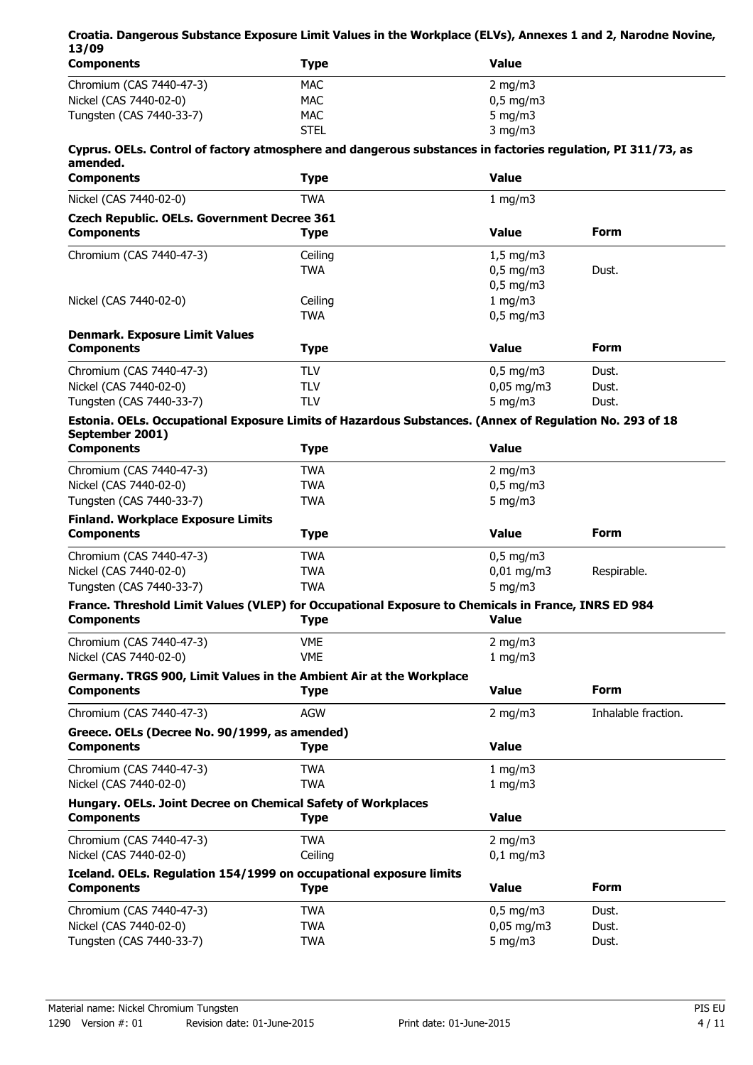**Croatia. Dangerous Substance Exposure Limit Values in the Workplace (ELVs), Annexes 1 and 2, Narodne Novine, 13/09**

| Components | Type | Value |
|---|---|---|
| Chromium (CAS 7440-47-3) | MAC | 2 mg/m3 |
| Nickel (CAS 7440-02-0) | MAC | 0,5 mg/m3 |
| Tungsten (CAS 7440-33-7) | MAC | 5 mg/m3 |
| | STEL | 3 mg/m3 |

**Cyprus. OELs. Control of factory atmosphere and dangerous substances in factories regulation, PI 311/73, as amended.**

| Components | Type | Value |
|---|---|---|
| Nickel (CAS 7440-02-0) | TWA | 1 mg/m3 |

**Czech Republic. OELs. Government Decree 361**

| Components | Type | Value | Form |
|---|---|---|---|
| Chromium (CAS 7440-47-3) | Ceiling | 1,5 mg/m3 | |
| | TWA | 0,5 mg/m3 | Dust. |
| | | 0,5 mg/m3 | |
| Nickel (CAS 7440-02-0) | Ceiling | 1 mg/m3 | |
| | TWA | 0,5 mg/m3 | |

**Denmark. Exposure Limit Values**

| Components | Type | Value | Form |
|---|---|---|---|
| Chromium (CAS 7440-47-3) | TLV | 0,5 mg/m3 | Dust. |
| Nickel (CAS 7440-02-0) | TLV | 0,05 mg/m3 | Dust. |
| Tungsten (CAS 7440-33-7) | TLV | 5 mg/m3 | Dust. |

**Estonia. OELs. Occupational Exposure Limits of Hazardous Substances. (Annex of Regulation No. 293 of 18 September 2001)**

| Components | Type | Value |
|---|---|---|
| Chromium (CAS 7440-47-3) | TWA | 2 mg/m3 |
| Nickel (CAS 7440-02-0) | TWA | 0,5 mg/m3 |
| Tungsten (CAS 7440-33-7) | TWA | 5 mg/m3 |

**Finland. Workplace Exposure Limits**

| Components | Type | Value | Form |
|---|---|---|---|
| Chromium (CAS 7440-47-3) | TWA | 0,5 mg/m3 | |
| Nickel (CAS 7440-02-0) | TWA | 0,01 mg/m3 | Respirable. |
| Tungsten (CAS 7440-33-7) | TWA | 5 mg/m3 | |

**France. Threshold Limit Values (VLEP) for Occupational Exposure to Chemicals in France, INRS ED 984**

| Components | Type | Value |
|---|---|---|
| Chromium (CAS 7440-47-3) | VME | 2 mg/m3 |
| Nickel (CAS 7440-02-0) | VME | 1 mg/m3 |

**Germany. TRGS 900, Limit Values in the Ambient Air at the Workplace**

| Components | Type | Value | Form |
|---|---|---|---|
| Chromium (CAS 7440-47-3) | AGW | 2 mg/m3 | Inhalable fraction. |

**Greece. OELs (Decree No. 90/1999, as amended)**

| Components | Type | Value |
|---|---|---|
| Chromium (CAS 7440-47-3) | TWA | 1 mg/m3 |
| Nickel (CAS 7440-02-0) | TWA | 1 mg/m3 |

**Hungary. OELs. Joint Decree on Chemical Safety of Workplaces**

| Components | Type | Value |
|---|---|---|
| Chromium (CAS 7440-47-3) | TWA | 2 mg/m3 |
| Nickel (CAS 7440-02-0) | Ceiling | 0,1 mg/m3 |

**Iceland. OELs. Regulation 154/1999 on occupational exposure limits**

| Components | Type | Value | Form |
|---|---|---|---|
| Chromium (CAS 7440-47-3) | TWA | 0,5 mg/m3 | Dust. |
| Nickel (CAS 7440-02-0) | TWA | 0,05 mg/m3 | Dust. |
| Tungsten (CAS 7440-33-7) | TWA | 5 mg/m3 | Dust. |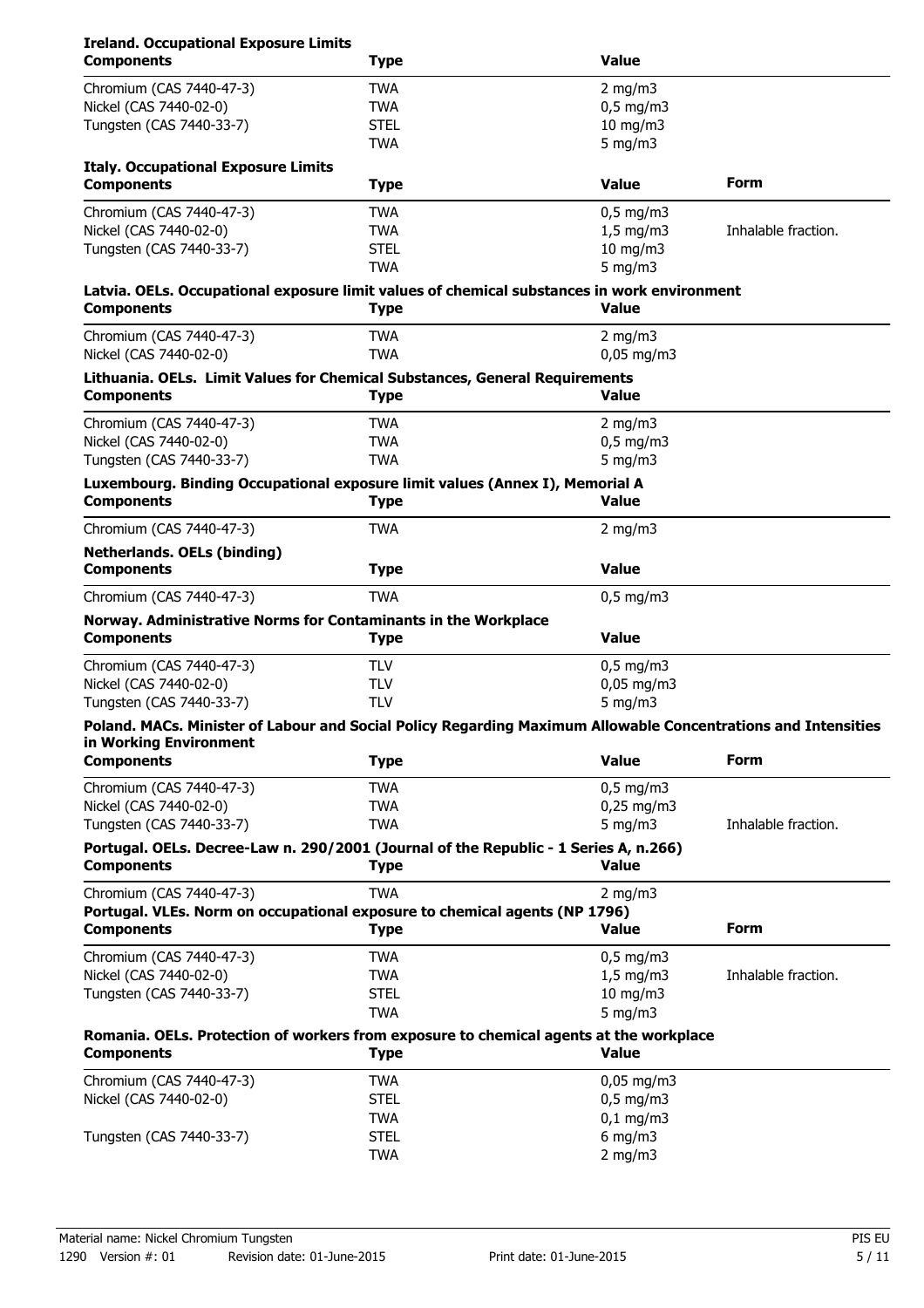**Ireland. Occupational Exposure Limits**

| Components | Type | Value |
|---|---|---|
| Chromium (CAS 7440-47-3) | TWA | 2 mg/m3 |
| Nickel (CAS 7440-02-0) | TWA | 0,5 mg/m3 |
| Tungsten (CAS 7440-33-7) | STEL | 10 mg/m3 |
| | TWA | 5 mg/m3 |

**Italy. Occupational Exposure Limits**

| Components | Type | Value | Form |
|---|---|---|---|
| Chromium (CAS 7440-47-3) | TWA | 0,5 mg/m3 | |
| Nickel (CAS 7440-02-0) | TWA | 1,5 mg/m3 | Inhalable fraction. |
| Tungsten (CAS 7440-33-7) | STEL | 10 mg/m3 | |
| | TWA | 5 mg/m3 | |

**Latvia. OELs. Occupational exposure limit values of chemical substances in work environment**

| Components | Type | Value |
|---|---|---|
| Chromium (CAS 7440-47-3) | TWA | 2 mg/m3 |
| Nickel (CAS 7440-02-0) | TWA | 0,05 mg/m3 |

**Lithuania. OELs. Limit Values for Chemical Substances, General Requirements**

| Components | Type | Value |
|---|---|---|
| Chromium (CAS 7440-47-3) | TWA | 2 mg/m3 |
| Nickel (CAS 7440-02-0) | TWA | 0,5 mg/m3 |
| Tungsten (CAS 7440-33-7) | TWA | 5 mg/m3 |

**Luxembourg. Binding Occupational exposure limit values (Annex I), Memorial A**

| Components | Type | Value |
|---|---|---|
| Chromium (CAS 7440-47-3) | TWA | 2 mg/m3 |

**Netherlands. OELs (binding)**

| Components | Type | Value |
|---|---|---|
| Chromium (CAS 7440-47-3) | TWA | 0,5 mg/m3 |

**Norway. Administrative Norms for Contaminants in the Workplace**

| Components | Type | Value |
|---|---|---|
| Chromium (CAS 7440-47-3) | TLV | 0,5 mg/m3 |
| Nickel (CAS 7440-02-0) | TLV | 0,05 mg/m3 |
| Tungsten (CAS 7440-33-7) | TLV | 5 mg/m3 |

**Poland. MACs. Minister of Labour and Social Policy Regarding Maximum Allowable Concentrations and Intensities in Working Environment**

| Components | Type | Value | Form |
|---|---|---|---|
| Chromium (CAS 7440-47-3) | TWA | 0,5 mg/m3 | |
| Nickel (CAS 7440-02-0) | TWA | 0,25 mg/m3 | |
| Tungsten (CAS 7440-33-7) | TWA | 5 mg/m3 | Inhalable fraction. |

**Portugal. OELs. Decree-Law n. 290/2001 (Journal of the Republic - 1 Series A, n.266)**

| Components | Type | Value |
|---|---|---|
| Chromium (CAS 7440-47-3) | TWA | 2 mg/m3 |

**Portugal. VLEs. Norm on occupational exposure to chemical agents (NP 1796)**

| Components | Type | Value | Form |
|---|---|---|---|
| Chromium (CAS 7440-47-3) | TWA | 0,5 mg/m3 | |
| Nickel (CAS 7440-02-0) | TWA | 1,5 mg/m3 | Inhalable fraction. |
| Tungsten (CAS 7440-33-7) | STEL | 10 mg/m3 | |
| | TWA | 5 mg/m3 | |

**Romania. OELs. Protection of workers from exposure to chemical agents at the workplace**

| Components | Type | Value |
|---|---|---|
| Chromium (CAS 7440-47-3) | TWA | 0,05 mg/m3 |
| Nickel (CAS 7440-02-0) | STEL | 0,5 mg/m3 |
| | TWA | 0,1 mg/m3 |
| Tungsten (CAS 7440-33-7) | STEL | 6 mg/m3 |
| | TWA | 2 mg/m3 |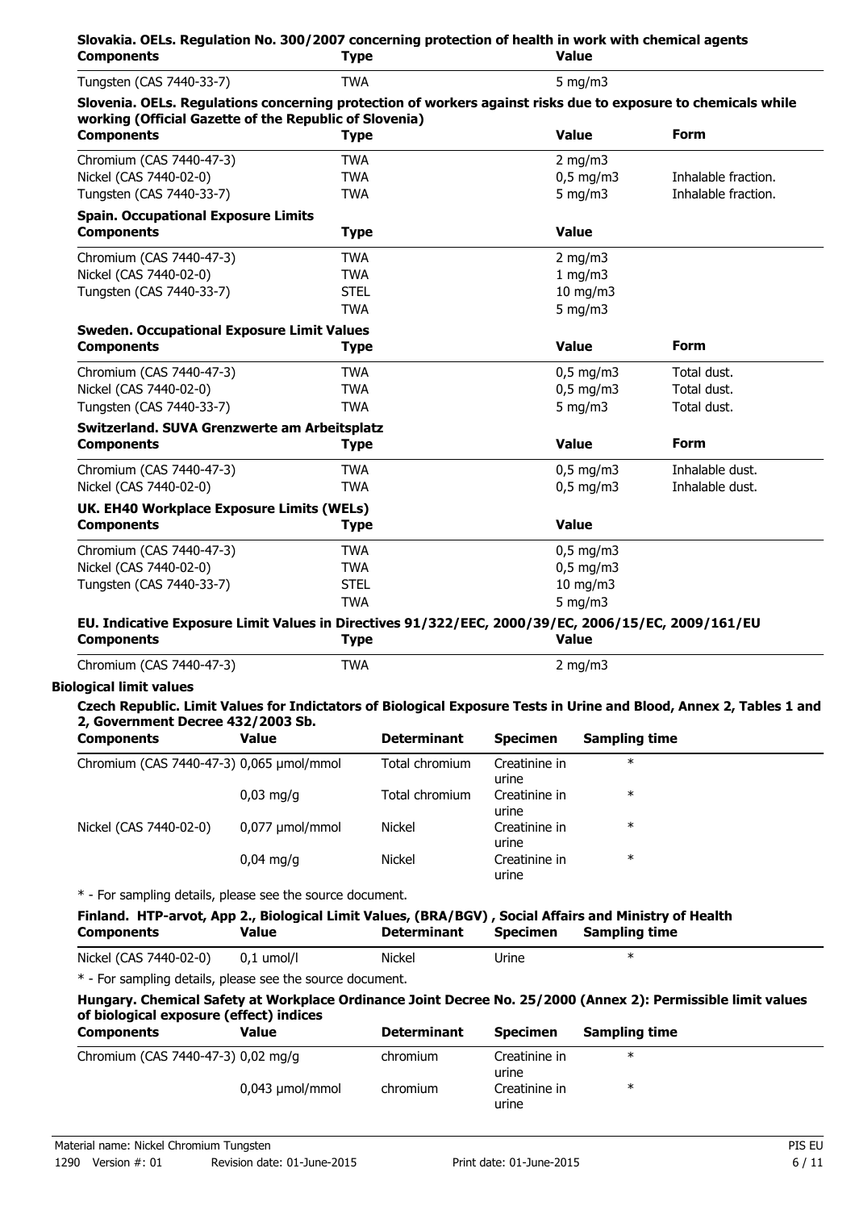**Slovakia. OELs. Regulation No. 300/2007 concerning protection of health in work with chemical agents**

| Components | Type | Value |
|---|---|---|
| Tungsten (CAS 7440-33-7) | TWA | 5 mg/m3 |

**Slovenia. OELs. Regulations concerning protection of workers against risks due to exposure to chemicals while working (Official Gazette of the Republic of Slovenia)**

| Components | Type | Value | Form |
|---|---|---|---|
| Chromium (CAS 7440-47-3) | TWA | 2 mg/m3 | |
| Nickel (CAS 7440-02-0) | TWA | 0,5 mg/m3 | Inhalable fraction. |
| Tungsten (CAS 7440-33-7) | TWA | 5 mg/m3 | Inhalable fraction. |

**Spain. Occupational Exposure Limits**

| Components | Type | Value |
|---|---|---|
| Chromium (CAS 7440-47-3) | TWA | 2 mg/m3 |
| Nickel (CAS 7440-02-0) | TWA | 1 mg/m3 |
| Tungsten (CAS 7440-33-7) | STEL | 10 mg/m3 |
| | TWA | 5 mg/m3 |

**Sweden. Occupational Exposure Limit Values**

| Components | Type | Value | Form |
|---|---|---|---|
| Chromium (CAS 7440-47-3) | TWA | 0,5 mg/m3 | Total dust. |
| Nickel (CAS 7440-02-0) | TWA | 0,5 mg/m3 | Total dust. |
| Tungsten (CAS 7440-33-7) | TWA | 5 mg/m3 | Total dust. |

**Switzerland. SUVA Grenzwerte am Arbeitsplatz**

| Components | Type | Value | Form |
|---|---|---|---|
| Chromium (CAS 7440-47-3) | TWA | 0,5 mg/m3 | Inhalable dust. |
| Nickel (CAS 7440-02-0) | TWA | 0,5 mg/m3 | Inhalable dust. |

**UK. EH40 Workplace Exposure Limits (WELs)**

| Components | Type | Value |
|---|---|---|
| Chromium (CAS 7440-47-3) | TWA | 0,5 mg/m3 |
| Nickel (CAS 7440-02-0) | TWA | 0,5 mg/m3 |
| Tungsten (CAS 7440-33-7) | STEL | 10 mg/m3 |
| | TWA | 5 mg/m3 |

**EU. Indicative Exposure Limit Values in Directives 91/322/EEC, 2000/39/EC, 2006/15/EC, 2009/161/EU**

| Components | Type | Value |
|---|---|---|
| Chromium (CAS 7440-47-3) | TWA | 2 mg/m3 |

**Biological limit values**

**Czech Republic. Limit Values for Indictators of Biological Exposure Tests in Urine and Blood, Annex 2, Tables 1 and 2, Government Decree 432/2003 Sb.**

| Components | Value | Determinant | Specimen | Sampling time |
|---|---|---|---|---|
| Chromium (CAS 7440-47-3) | 0,065 µmol/mmol | Total chromium | Creatinine in urine | * |
| | 0,03 mg/g | Total chromium | Creatinine in urine | * |
| Nickel (CAS 7440-02-0) | 0,077 µmol/mmol | Nickel | Creatinine in urine | * |
| | 0,04 mg/g | Nickel | Creatinine in urine | * |

* - For sampling details, please see the source document.

**Finland. HTP-arvot, App 2., Biological Limit Values, (BRA/BGV) , Social Affairs and Ministry of Health**

| Components | Value | Determinant | Specimen | Sampling time |
|---|---|---|---|---|
| Nickel (CAS 7440-02-0) | 0,1 umol/l | Nickel | Urine | * |

* - For sampling details, please see the source document.

**Hungary. Chemical Safety at Workplace Ordinance Joint Decree No. 25/2000 (Annex 2): Permissible limit values of biological exposure (effect) indices**

| Components | Value | Determinant | Specimen | Sampling time |
|---|---|---|---|---|
| Chromium (CAS 7440-47-3) | 0,02 mg/g | chromium | Creatinine in urine | * |
| | 0,043 µmol/mmol | chromium | Creatinine in urine | * |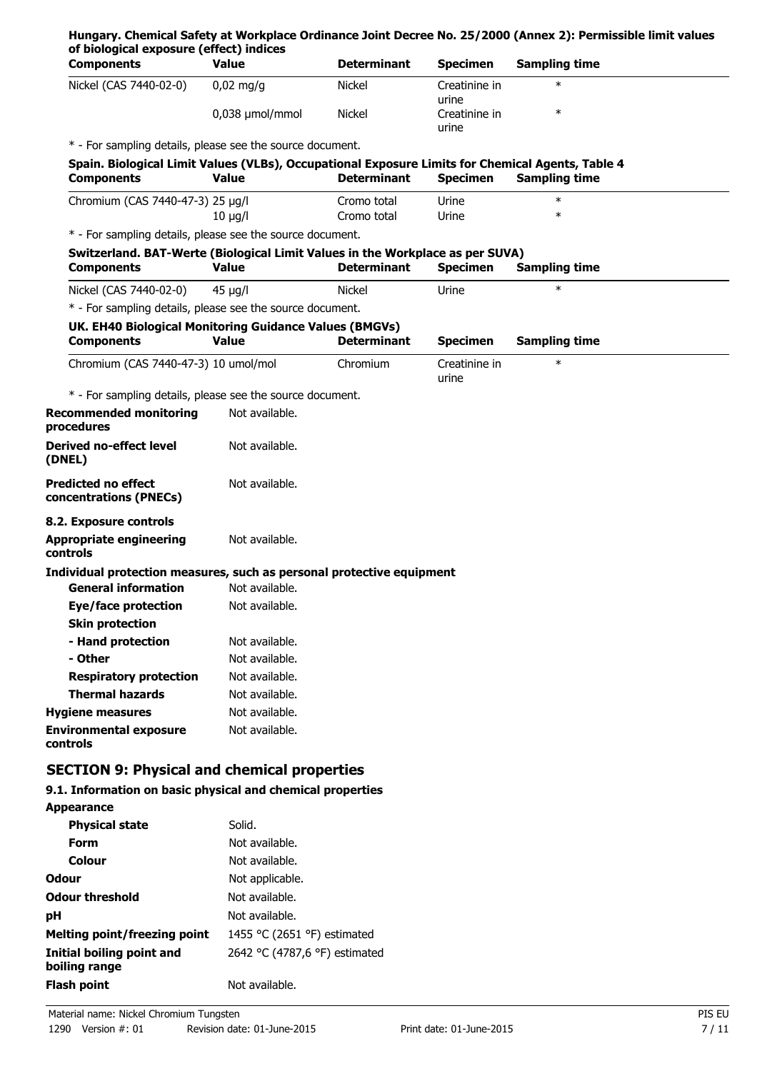**Hungary. Chemical Safety at Workplace Ordinance Joint Decree No. 25/2000 (Annex 2): Permissible limit values of biological exposure (effect) indices**

| Components | Value | Determinant | Specimen | Sampling time |
|---|---|---|---|---|
| Nickel (CAS 7440-02-0) | 0,02 mg/g | Nickel | Creatinine in urine | * |
| | 0,038 µmol/mmol | Nickel | Creatinine in urine | * |

* - For sampling details, please see the source document.

**Spain. Biological Limit Values (VLBs), Occupational Exposure Limits for Chemical Agents, Table 4**

| Components | Value | Determinant | Specimen | Sampling time |
|---|---|---|---|---|
| Chromium (CAS 7440-47-3) | 25 µg/l | Cromo total | Urine | * |
| | 10 µg/l | Cromo total | Urine | * |

* - For sampling details, please see the source document.

**Switzerland. BAT-Werte (Biological Limit Values in the Workplace as per SUVA)**

| Components | Value | Determinant | Specimen | Sampling time |
|---|---|---|---|---|
| Nickel (CAS 7440-02-0) | 45 µg/l | Nickel | Urine | * |

* - For sampling details, please see the source document.

**UK. EH40 Biological Monitoring Guidance Values (BMGVs)**

| Components | Value | Determinant | Specimen | Sampling time |
|---|---|---|---|---|
| Chromium (CAS 7440-47-3) | 10 umol/mol | Chromium | Creatinine in urine | * |

* - For sampling details, please see the source document.

**Recommended monitoring procedures** Not available.

**Derived no-effect level (DNEL)** Not available.

**Predicted no effect concentrations (PNECs)** Not available.

**8.2. Exposure controls**

**Appropriate engineering controls** Not available.

**Individual protection measures, such as personal protective equipment**

- **General information** Not available.
- **Eye/face protection** Not available.
- **Skin protection**
  - **- Hand protection** Not available.
  - **- Other** Not available.
- **Respiratory protection** Not available.
- **Thermal hazards** Not available.

**Hygiene measures** Not available.

**Environmental exposure controls** Not available.

## SECTION 9: Physical and chemical properties

**9.1. Information on basic physical and chemical properties**

**Appearance**

- **Physical state** Solid.
- **Form** Not available.
- **Colour** Not available.

**Odour** Not applicable.

**Odour threshold** Not available.

**pH** Not available.

**Melting point/freezing point** 1455 °C (2651 °F) estimated

**Initial boiling point and boiling range** 2642 °C (4787,6 °F) estimated

**Flash point** Not available.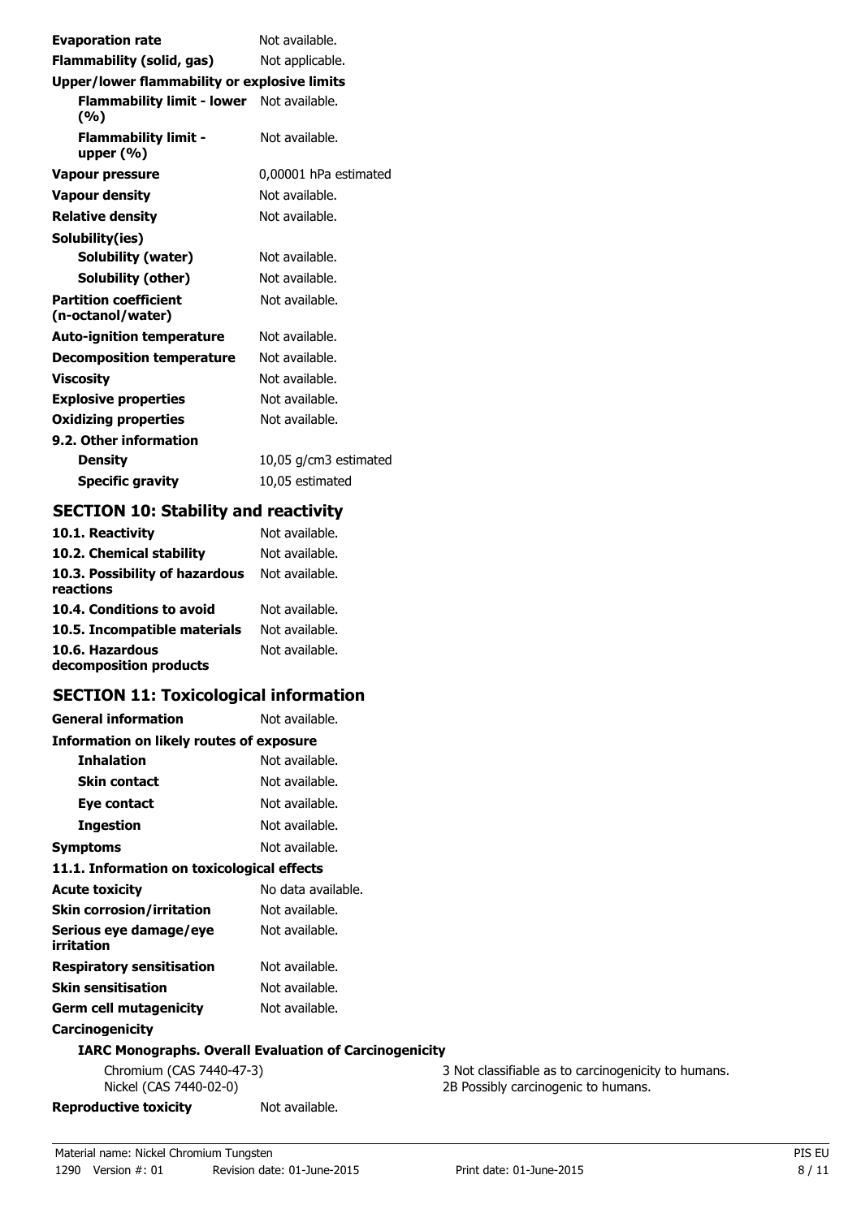| | |
|---|---|
| **Evaporation rate** | Not available. |
| **Flammability (solid, gas)** | Not applicable. |
| **Upper/lower flammability or explosive limits** | |
| **Flammability limit - lower (%)** | Not available. |
| **Flammability limit - upper (%)** | Not available. |
| **Vapour pressure** | 0,00001 hPa estimated |
| **Vapour density** | Not available. |
| **Relative density** | Not available. |
| **Solubility(ies)** | |
| **Solubility (water)** | Not available. |
| **Solubility (other)** | Not available. |
| **Partition coefficient (n-octanol/water)** | Not available. |
| **Auto-ignition temperature** | Not available. |
| **Decomposition temperature** | Not available. |
| **Viscosity** | Not available. |
| **Explosive properties** | Not available. |
| **Oxidizing properties** | Not available. |
| **9.2. Other information** | |
| **Density** | 10,05 g/cm3 estimated |
| **Specific gravity** | 10,05 estimated |

## SECTION 10: Stability and reactivity

| | |
|---|---|
| **10.1. Reactivity** | Not available. |
| **10.2. Chemical stability** | Not available. |
| **10.3. Possibility of hazardous reactions** | Not available. |
| **10.4. Conditions to avoid** | Not available. |
| **10.5. Incompatible materials** | Not available. |
| **10.6. Hazardous decomposition products** | Not available. |

## SECTION 11: Toxicological information

| | |
|---|---|
| **General information** | Not available. |
| **Information on likely routes of exposure** | |
| **Inhalation** | Not available. |
| **Skin contact** | Not available. |
| **Eye contact** | Not available. |
| **Ingestion** | Not available. |
| **Symptoms** | Not available. |
| **11.1. Information on toxicological effects** | |
| **Acute toxicity** | No data available. |
| **Skin corrosion/irritation** | Not available. |
| **Serious eye damage/eye irritation** | Not available. |
| **Respiratory sensitisation** | Not available. |
| **Skin sensitisation** | Not available. |
| **Germ cell mutagenicity** | Not available. |
| **Carcinogenicity** | |

**IARC Monographs. Overall Evaluation of Carcinogenicity**

| | |
|---|---|
| Chromium (CAS 7440-47-3) | 3 Not classifiable as to carcinogenicity to humans. |
| Nickel (CAS 7440-02-0) | 2B Possibly carcinogenic to humans. |

| | |
|---|---|
| **Reproductive toxicity** | Not available. |

Material name: Nickel Chromium Tungsten
1290 Version #: 01 Revision date: 01-June-2015 Print date: 01-June-2015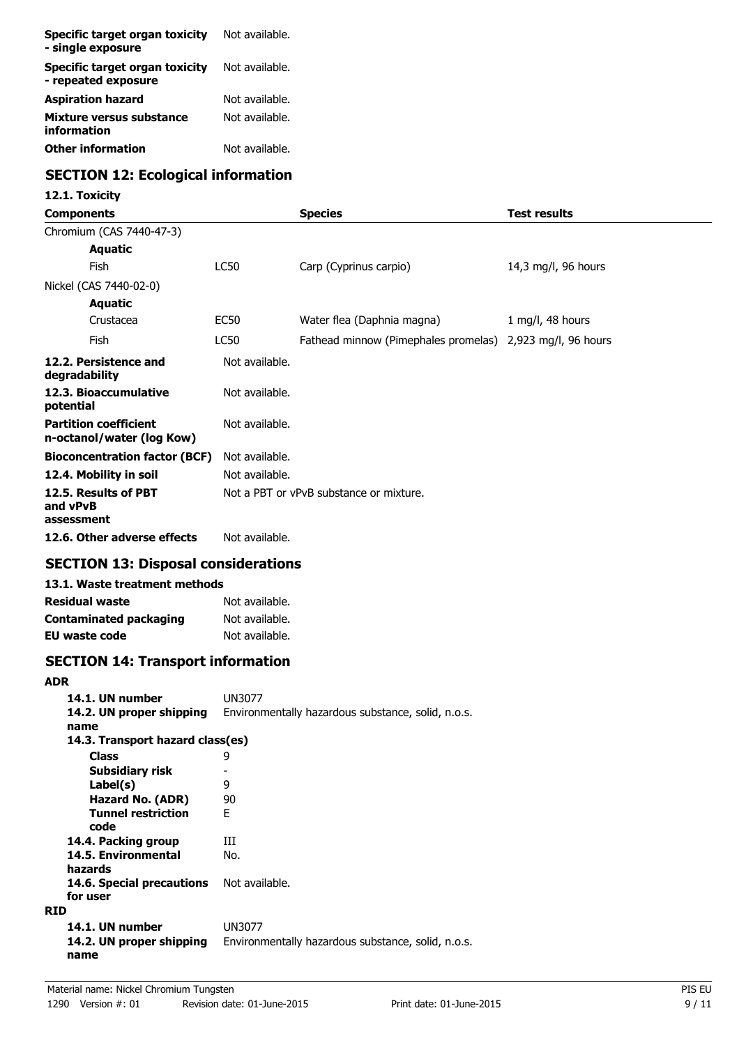| | |
|---|---|
| **Specific target organ toxicity - single exposure** | Not available. |
| **Specific target organ toxicity - repeated exposure** | Not available. |
| **Aspiration hazard** | Not available. |
| **Mixture versus substance information** | Not available. |
| **Other information** | Not available. |

## SECTION 12: Ecological information

### 12.1. Toxicity

| Components | | Species | Test results |
|---|---|---|---|
| Chromium (CAS 7440-47-3) | | | |
| **Aquatic** | | | |
| Fish | LC50 | Carp (Cyprinus carpio) | 14,3 mg/l, 96 hours |
| Nickel (CAS 7440-02-0) | | | |
| **Aquatic** | | | |
| Crustacea | EC50 | Water flea (Daphnia magna) | 1 mg/l, 48 hours |
| Fish | LC50 | Fathead minnow (Pimephales promelas) | 2,923 mg/l, 96 hours |

| | |
|---|---|
| **12.2. Persistence and degradability** | Not available. |
| **12.3. Bioaccumulative potential** | Not available. |
| **Partition coefficient n-octanol/water (log Kow)** | Not available. |
| **Bioconcentration factor (BCF)** | Not available. |
| **12.4. Mobility in soil** | Not available. |
| **12.5. Results of PBT and vPvB assessment** | Not a PBT or vPvB substance or mixture. |
| **12.6. Other adverse effects** | Not available. |

## SECTION 13: Disposal considerations

### 13.1. Waste treatment methods

| | |
|---|---|
| **Residual waste** | Not available. |
| **Contaminated packaging** | Not available. |
| **EU waste code** | Not available. |

## SECTION 14: Transport information

**ADR**

| | |
|---|---|
| **14.1. UN number** | UN3077 |
| **14.2. UN proper shipping name** | Environmentally hazardous substance, solid, n.o.s. |
| **14.3. Transport hazard class(es)** | |
| **Class** | 9 |
| **Subsidiary risk** | - |
| **Label(s)** | 9 |
| **Hazard No. (ADR)** | 90 |
| **Tunnel restriction code** | E |
| **14.4. Packing group** | III |
| **14.5. Environmental hazards** | No. |
| **14.6. Special precautions for user** | Not available. |

**RID**

| | |
|---|---|
| **14.1. UN number** | UN3077 |
| **14.2. UN proper shipping name** | Environmentally hazardous substance, solid, n.o.s. |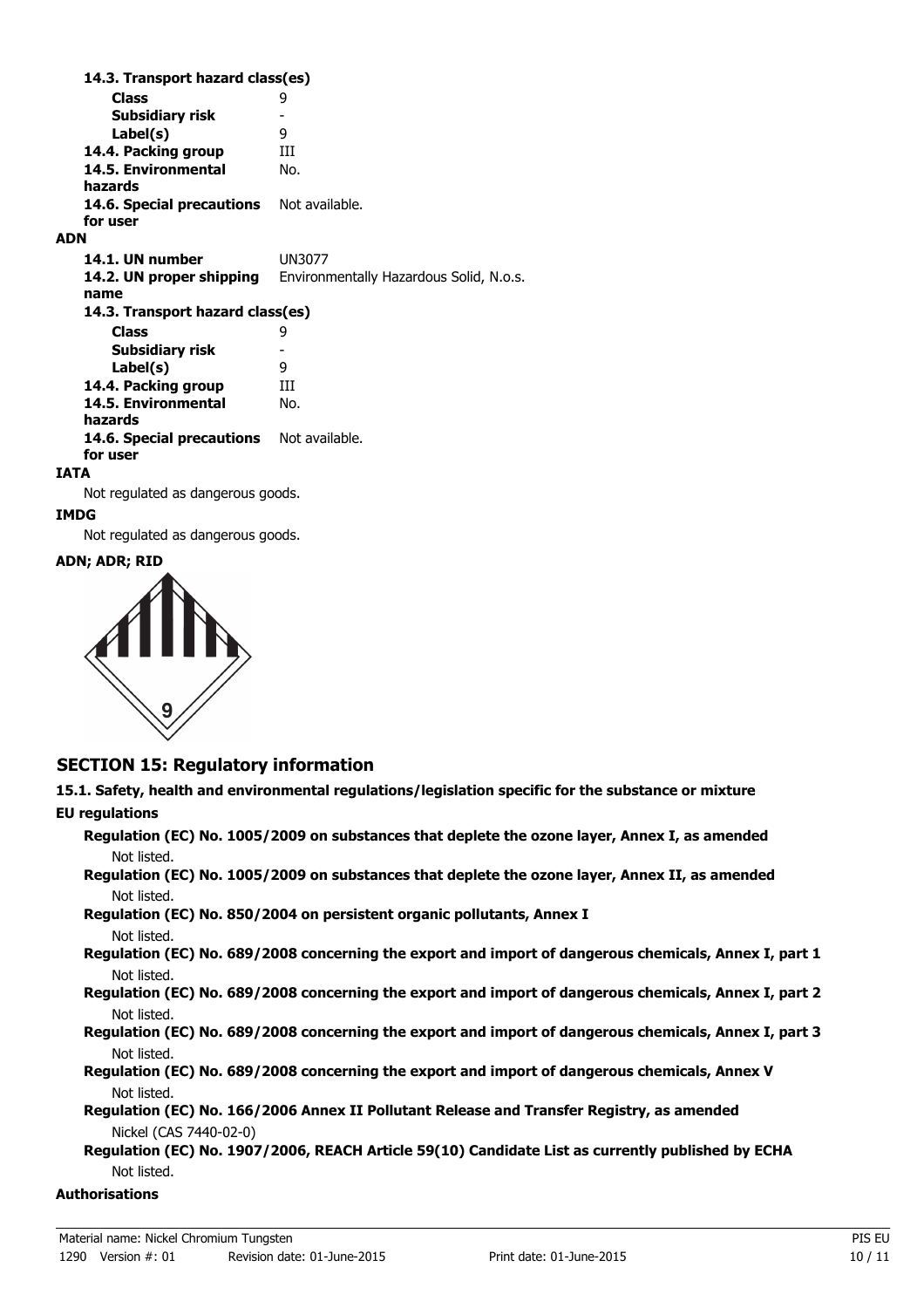**14.3. Transport hazard class(es)**

| | |
|---|---|
| **Class** | 9 |
| **Subsidiary risk** | - |
| **Label(s)** | 9 |
| **14.4. Packing group** | III |
| **14.5. Environmental hazards** | No. |
| **14.6. Special precautions for user** | Not available. |

**ADN**

| | |
|---|---|
| **14.1. UN number** | UN3077 |
| **14.2. UN proper shipping name** | Environmentally Hazardous Solid, N.o.s. |

**14.3. Transport hazard class(es)**

| | |
|---|---|
| **Class** | 9 |
| **Subsidiary risk** | - |
| **Label(s)** | 9 |
| **14.4. Packing group** | III |
| **14.5. Environmental hazards** | No. |
| **14.6. Special precautions for user** | Not available. |

**IATA**

Not regulated as dangerous goods.

**IMDG**

Not regulated as dangerous goods.

**ADN; ADR; RID**

## SECTION 15: Regulatory information

**15.1. Safety, health and environmental regulations/legislation specific for the substance or mixture**

**EU regulations**

**Regulation (EC) No. 1005/2009 on substances that deplete the ozone layer, Annex I, as amended**
Not listed.

**Regulation (EC) No. 1005/2009 on substances that deplete the ozone layer, Annex II, as amended**
Not listed.

**Regulation (EC) No. 850/2004 on persistent organic pollutants, Annex I**
Not listed.

**Regulation (EC) No. 689/2008 concerning the export and import of dangerous chemicals, Annex I, part 1**
Not listed.

**Regulation (EC) No. 689/2008 concerning the export and import of dangerous chemicals, Annex I, part 2**
Not listed.

**Regulation (EC) No. 689/2008 concerning the export and import of dangerous chemicals, Annex I, part 3**
Not listed.

**Regulation (EC) No. 689/2008 concerning the export and import of dangerous chemicals, Annex V**
Not listed.

**Regulation (EC) No. 166/2006 Annex II Pollutant Release and Transfer Registry, as amended**
Nickel (CAS 7440-02-0)

**Regulation (EC) No. 1907/2006, REACH Article 59(10) Candidate List as currently published by ECHA**
Not listed.

**Authorisations**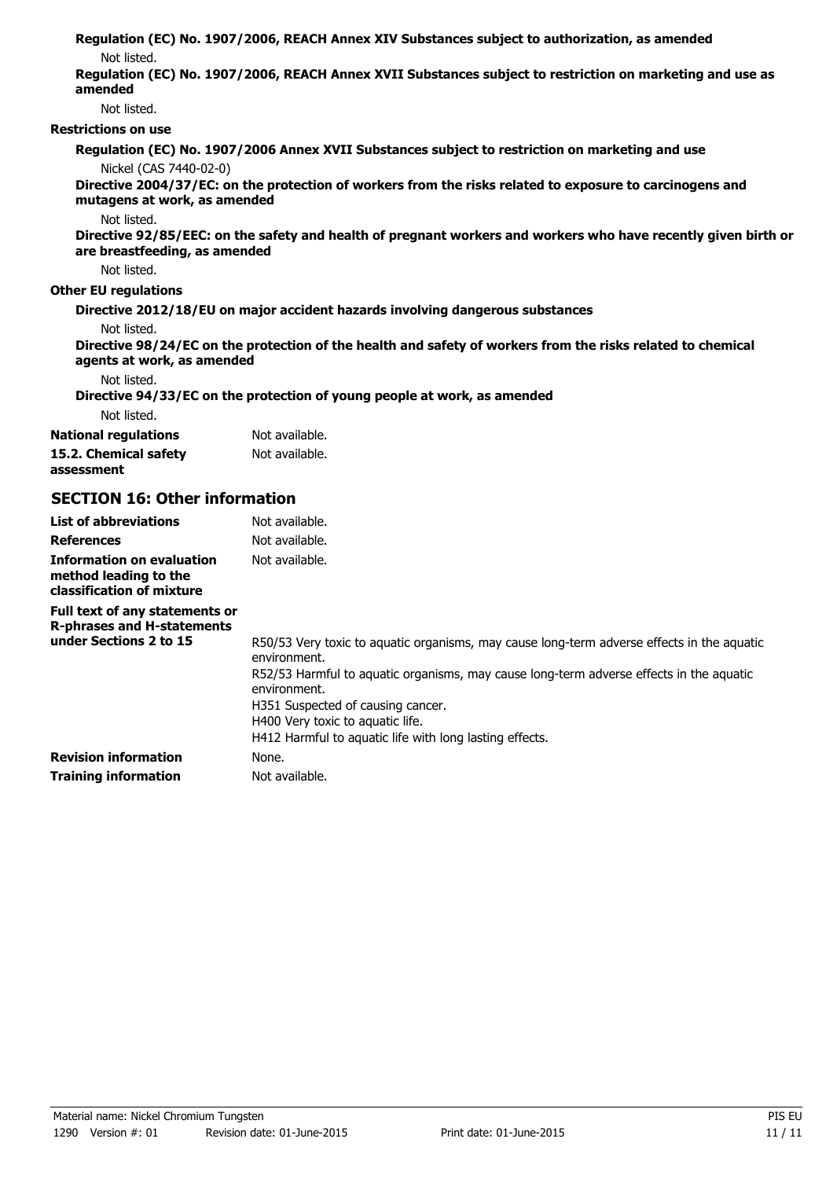**Regulation (EC) No. 1907/2006, REACH Annex XIV Substances subject to authorization, as amended**

Not listed.

**Regulation (EC) No. 1907/2006, REACH Annex XVII Substances subject to restriction on marketing and use as amended**

Not listed.

**Restrictions on use**

**Regulation (EC) No. 1907/2006 Annex XVII Substances subject to restriction on marketing and use**

Nickel (CAS 7440-02-0)

**Directive 2004/37/EC: on the protection of workers from the risks related to exposure to carcinogens and mutagens at work, as amended**

Not listed.

**Directive 92/85/EEC: on the safety and health of pregnant workers and workers who have recently given birth or are breastfeeding, as amended**

Not listed.

**Other EU regulations**

**Directive 2012/18/EU on major accident hazards involving dangerous substances**

Not listed.

**Directive 98/24/EC on the protection of the health and safety of workers from the risks related to chemical agents at work, as amended**

Not listed.

**Directive 94/33/EC on the protection of young people at work, as amended**

Not listed.

| | |
|---|---|
| **National regulations** | Not available. |
| **15.2. Chemical safety assessment** | Not available. |

## SECTION 16: Other information

| | |
|---|---|
| **List of abbreviations** | Not available. |
| **References** | Not available. |
| **Information on evaluation method leading to the classification of mixture** | Not available. |
| **Full text of any statements or R-phrases and H-statements under Sections 2 to 15** | R50/53 Very toxic to aquatic organisms, may cause long-term adverse effects in the aquatic environment.<br>R52/53 Harmful to aquatic organisms, may cause long-term adverse effects in the aquatic environment.<br>H351 Suspected of causing cancer.<br>H400 Very toxic to aquatic life.<br>H412 Harmful to aquatic life with long lasting effects. |
| **Revision information** | None. |
| **Training information** | Not available. |

Material name: Nickel Chromium Tungsten
1290 Version #: 01 Revision date: 01-June-2015 Print date: 01-June-2015